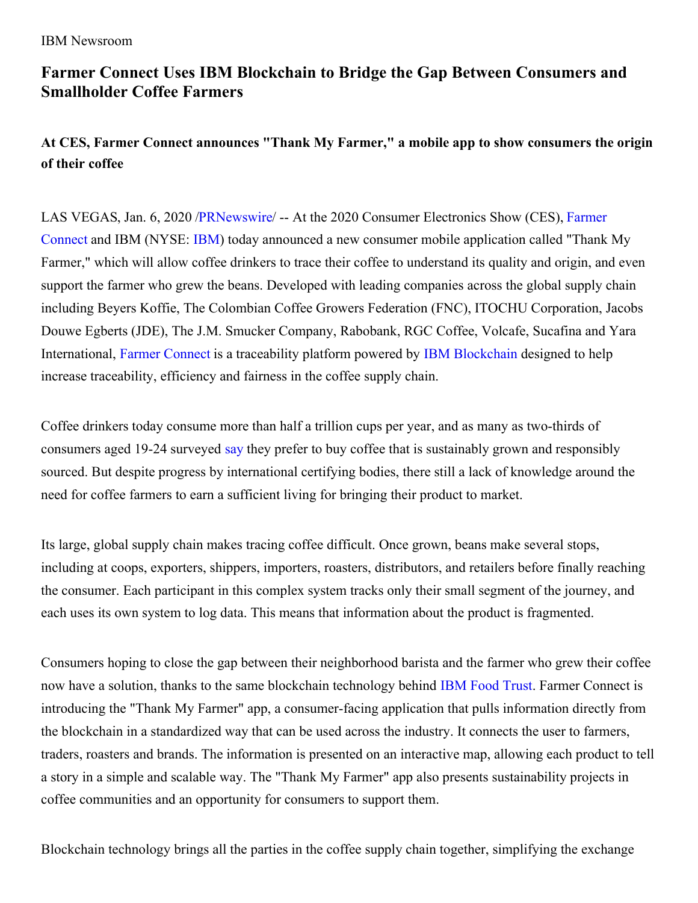IBM Newsroom

# Farmer Connect Uses IBM Blockchain to Bridge the Gap Between Consumers and Smallholder Coffee Farmers

## At CES, Farmer Connect announces "Thank My Farmer," a mobile app to show consumers the origin of their coffee

LAS VEGAS, Jan. 6, 2020 /PRNewswire/ -- At the 2020 Consumer Electronics Show (CES), Farmer Connect and IBM (NYSE: IBM) today announced a new consumer mobile application called "Thank My Farmer," which will allow coffee drinkers to trace their coffee to understand its quality and origin, and even support the farmer who grew the beans. Developed with leading companies across the global supply chain including Beyers Koffie, The Colombian Coffee Growers Federation (FNC), ITOCHU Corporation, Jacobs Douwe Egberts (JDE), The J.M. Smucker Company, Rabobank, RGC Coffee, Volcafe, Sucafina and Yara International, Farmer Connect is a traceability platform powered by IBM Blockchain designed to help increase traceability, efficiency and fairness in the coffee supply chain.

Coffee drinkers today consume more than half a trillion cups per year, and as many as two-thirds of consumers aged 19-24 surveyed say they prefer to buy coffee that is sustainably grown and responsibly sourced. But despite progress by international certifying bodies, there still a lack of knowledge around the need for coffee farmers to earn a sufficient living for bringing their product to market.

Its large, global supply chain makes tracing coffee difficult. Once grown, beans make several stops, including at coops, exporters, shippers, importers, roasters, distributors, and retailers before finally reaching the consumer. Each participant in this complex system tracks only their small segment of the journey, and each uses its own system to log data. This means that information about the product is fragmented.

Consumers hoping to close the gap between their neighborhood barista and the farmer who grew their coffee now have a solution, thanks to the same blockchain technology behind IBM Food Trust. Farmer Connect is introducing the "Thank My Farmer" app, a consumer-facing application that pulls information directly from the blockchain in a standardized way that can be used across the industry. It connects the user to farmers, traders, roasters and brands. The information is presented on an interactive map, allowing each product to tell a story in a simple and scalable way. The "Thank My Farmer" app also presents sustainability projects in coffee communities and an opportunity for consumers to support them.

Blockchain technology brings all the parties in the coffee supply chain together, simplifying the exchange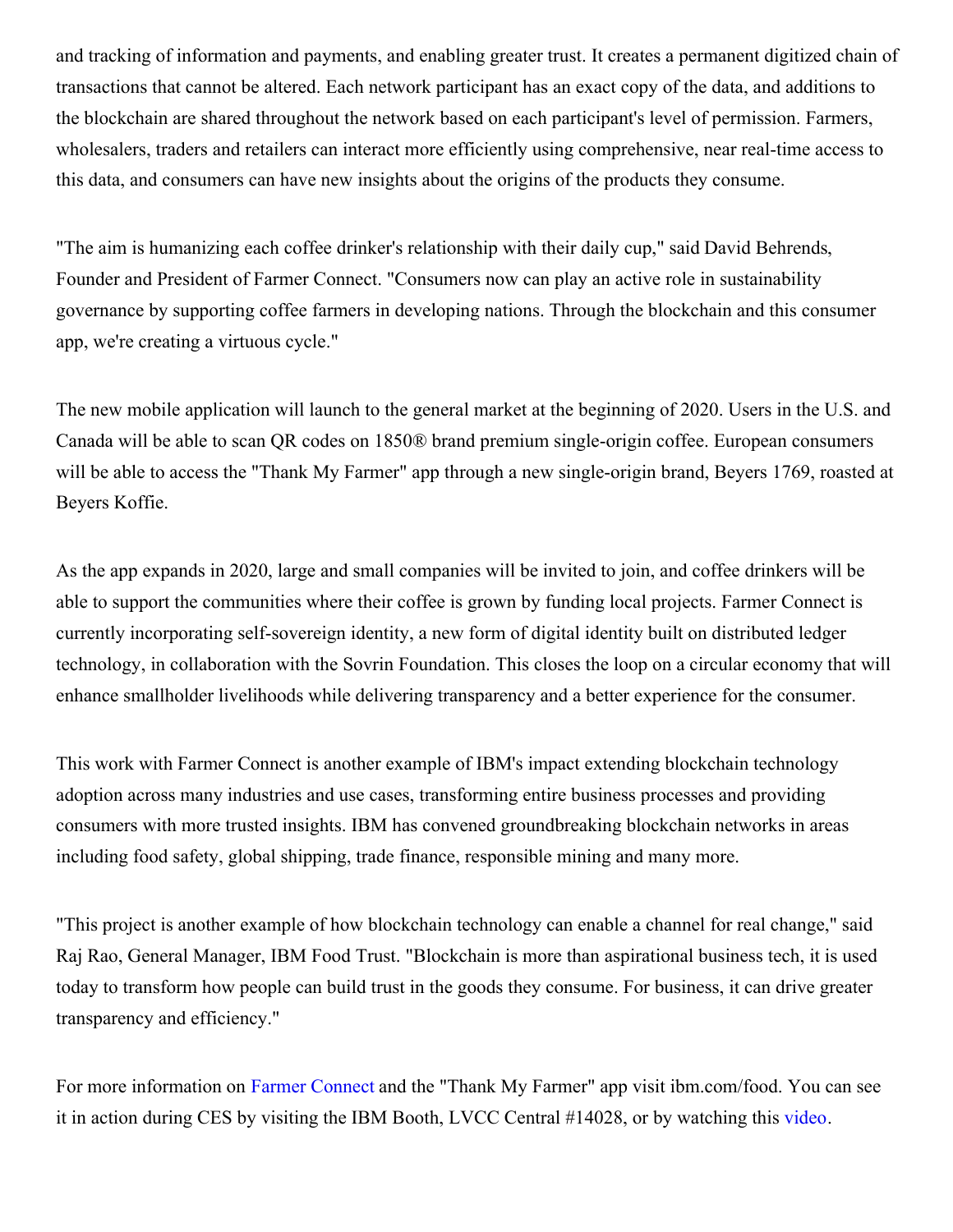and tracking of information and payments, and enabling greater trust. It creates a permanent digitized chain of transactions that cannot be altered. Each network participant has an exact copy of the data, and additions to the blockchain are shared throughout the network based on each participant's level of permission. Farmers, wholesalers, traders and retailers can interact more efficiently using comprehensive, near real-time access to this data, and consumers can have new insights about the origins of the products they consume.

"The aim is humanizing each coffee drinker's relationship with their daily cup," said David Behrends, Founder and President of Farmer Connect. "Consumers now can play an active role in sustainability governance by supporting coffee farmers in developing nations. Through the blockchain and this consumer app, we're creating a virtuous cycle."

The new mobile application will launch to the general market at the beginning of 2020. Users in the U.S. and Canada will be able to scan QR codes on 1850® brand premium single-origin coffee. European consumers will be able to access the "Thank My Farmer" app through a new single-origin brand, Beyers 1769, roasted at Beyers Koffie.

As the app expands in 2020, large and small companies will be invited to join, and coffee drinkers will be able to support the communities where their coffee is grown by funding local projects. Farmer Connect is currently incorporating self-sovereign identity, a new form of digital identity built on distributed ledger technology, in collaboration with the Sovrin Foundation. This closes the loop on a circular economy that will enhance smallholder livelihoods while delivering transparency and a better experience for the consumer.

This work with Farmer Connect is another example of IBM's impact extending blockchain technology adoption across many industries and use cases, transforming entire business processes and providing consumers with more trusted insights. IBM has convened groundbreaking blockchain networks in areas including food safety, global shipping, trade finance, responsible mining and many more.

"This project is another example of how blockchain technology can enable a channel for real change," said Raj Rao, General Manager, IBM Food Trust. "Blockchain is more than aspirational business tech, it is used today to transform how people can build trust in the goods they consume. For business, it can drive greater transparency and efficiency."

For more information on Farmer Connect and the "Thank My Farmer" app visit ibm.com/food. You can see it in action during CES by visiting the IBM Booth, LVCC Central #14028, or by watching this video.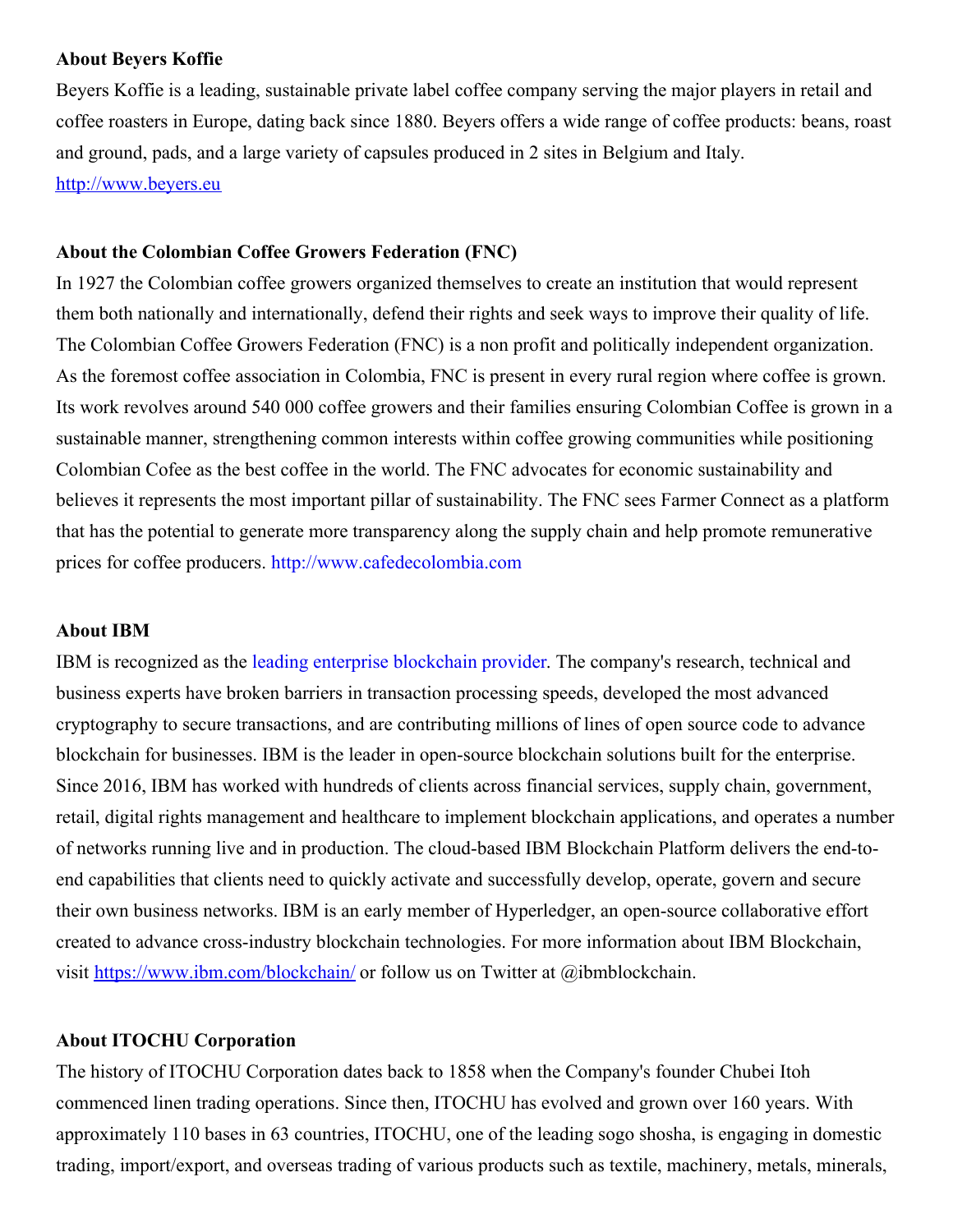**About Beyers Koffie**

Beyers Koffie is a leading, sustainable private label coffee company serving the major players in retail and coffee roasters in Europe, dating back since 1880. Beyers offers a wide range of coffee products: beans, roast and ground, pads, and a large variety of capsules produced in 2 sites in Belgium and Italy. http://www.beyers.eu

**About the Colombian Coffee Growers Federation (FNC)**

In 1927 the Colombian coffee growers organized themselves to create an institution that would represent them both nationally and internationally, defend their rights and seek ways to improve their quality of life. The Colombian Coffee Growers Federation (FNC) is a non profit and politically independent organization. As the foremost coffee association in Colombia, FNC is present in every rural region where coffee is grown. Its work revolves around 540 000 coffee growers and their families ensuring Colombian Coffee is grown in a sustainable manner, strengthening common interests within coffee growing communities while positioning Colombian Cofee as the best coffee in the world. The FNC advocates for economic sustainability and believes it represents the most important pillar of sustainability. The FNC sees Farmer Connect as a platform that has the potential to generate more transparency along the supply chain and help promote remunerative prices for coffee producers. http://www.cafedecolombia.com

**About IBM**

IBM is recognized as the leading enterprise blockchain provider. The company's research, technical and business experts have broken barriers in transaction processing speeds, developed the most advanced cryptography to secure transactions, and are contributing millions of lines of open source code to advance blockchain for businesses. IBM is the leader in open-source blockchain solutions built for the enterprise. Since 2016, IBM has worked with hundreds of clients across financial services, supply chain, government, retail, digital rights management and healthcare to implement blockchain applications, and operates a number of networks running live and in production. The cloud-based IBM Blockchain Platform delivers the end-to-end capabilities that clients need to quickly activate and successfully develop, operate, govern and secure their own business networks. IBM is an early member of Hyperledger, an open-source collaborative effort created to advance cross-industry blockchain technologies. For more information about IBM Blockchain, visit https://www.ibm.com/blockchain/ or follow us on Twitter at @ibmblockchain.

**About ITOCHU Corporation**

The history of ITOCHU Corporation dates back to 1858 when the Company's founder Chubei Itoh commenced linen trading operations. Since then, ITOCHU has evolved and grown over 160 years. With approximately 110 bases in 63 countries, ITOCHU, one of the leading sogo shosha, is engaging in domestic trading, import/export, and overseas trading of various products such as textile, machinery, metals, minerals,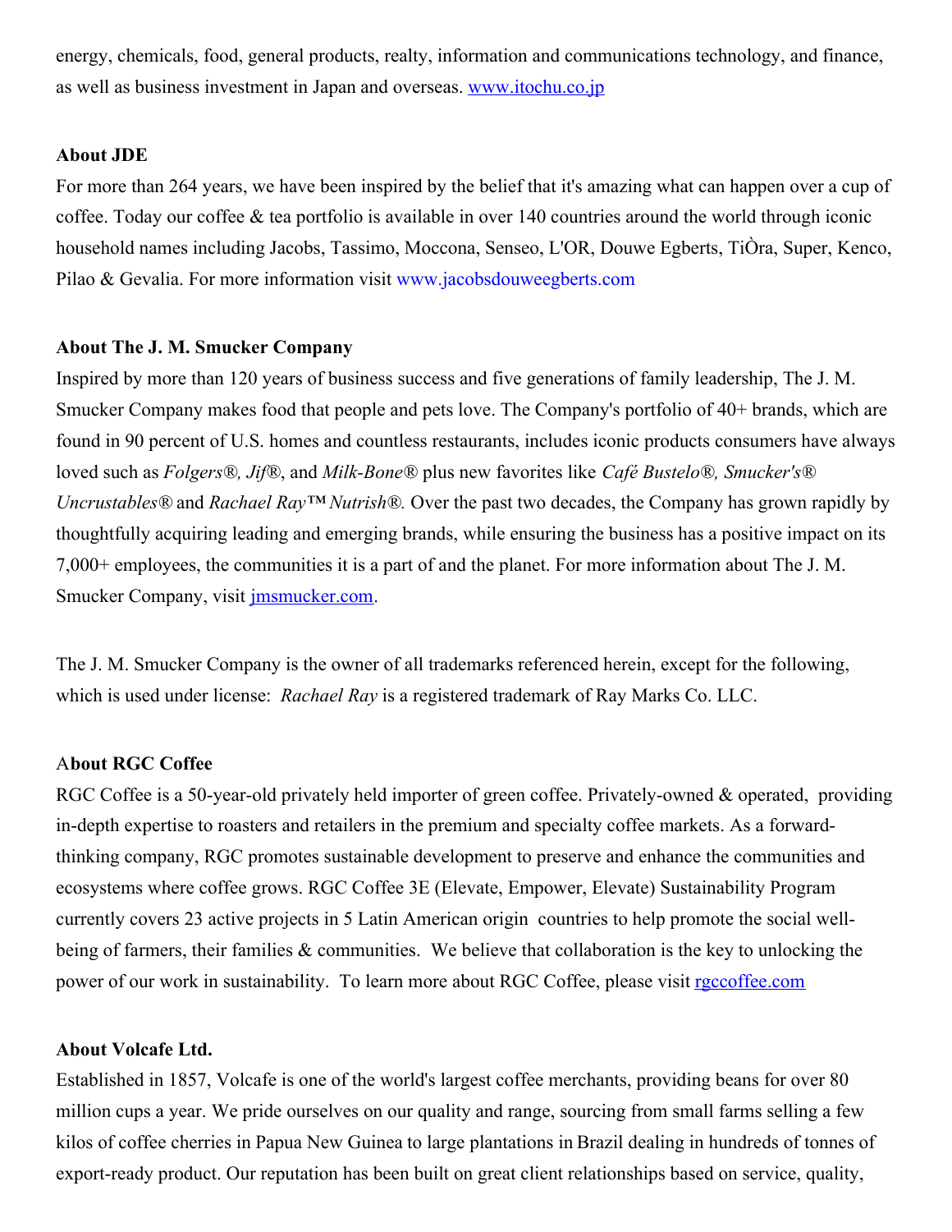energy, chemicals, food, general products, realty, information and communications technology, and finance, as well as business investment in Japan and overseas. [www.itochu.co.jp](www.itochu.co.jp)

**About JDE**

For more than 264 years, we have been inspired by the belief that it's amazing what can happen over a cup of coffee. Today our coffee & tea portfolio is available in over 140 countries around the world through iconic household names including Jacobs, Tassimo, Moccona, Senseo, L'OR, Douwe Egberts, TiÒra, Super, Kenco, Pilao & Gevalia. For more information visit www.jacobsdouweegberts.com

**About The J. M. Smucker Company**

Inspired by more than 120 years of business success and five generations of family leadership, The J. M. Smucker Company makes food that people and pets love. The Company's portfolio of 40+ brands, which are found in 90 percent of U.S. homes and countless restaurants, includes iconic products consumers have always loved such as *Folgers®, Jif®*, and *Milk-Bone®* plus new favorites like *Café Bustelo®, Smucker's® Uncrustables®* and *Rachael Ray™ Nutrish®.* Over the past two decades, the Company has grown rapidly by thoughtfully acquiring leading and emerging brands, while ensuring the business has a positive impact on its 7,000+ employees, the communities it is a part of and the planet. For more information about The J. M. Smucker Company, visit [jmsmucker.com](jmsmucker.com).

The J. M. Smucker Company is the owner of all trademarks referenced herein, except for the following, which is used under license: *Rachael Ray* is a registered trademark of Ray Marks Co. LLC.

**About RGC Coffee**

RGC Coffee is a 50-year-old privately held importer of green coffee. Privately-owned & operated, providing in-depth expertise to roasters and retailers in the premium and specialty coffee markets. As a forward-thinking company, RGC promotes sustainable development to preserve and enhance the communities and ecosystems where coffee grows. RGC Coffee 3E (Elevate, Empower, Elevate) Sustainability Program currently covers 23 active projects in 5 Latin American origin countries to help promote the social well-being of farmers, their families & communities. We believe that collaboration is the key to unlocking the power of our work in sustainability. To learn more about RGC Coffee, please visit [rgccoffee.com](rgccoffee.com)

**About Volcafe Ltd.**

Established in 1857, Volcafe is one of the world's largest coffee merchants, providing beans for over 80 million cups a year. We pride ourselves on our quality and range, sourcing from small farms selling a few kilos of coffee cherries in Papua New Guinea to large plantations in Brazil dealing in hundreds of tonnes of export-ready product. Our reputation has been built on great client relationships based on service, quality,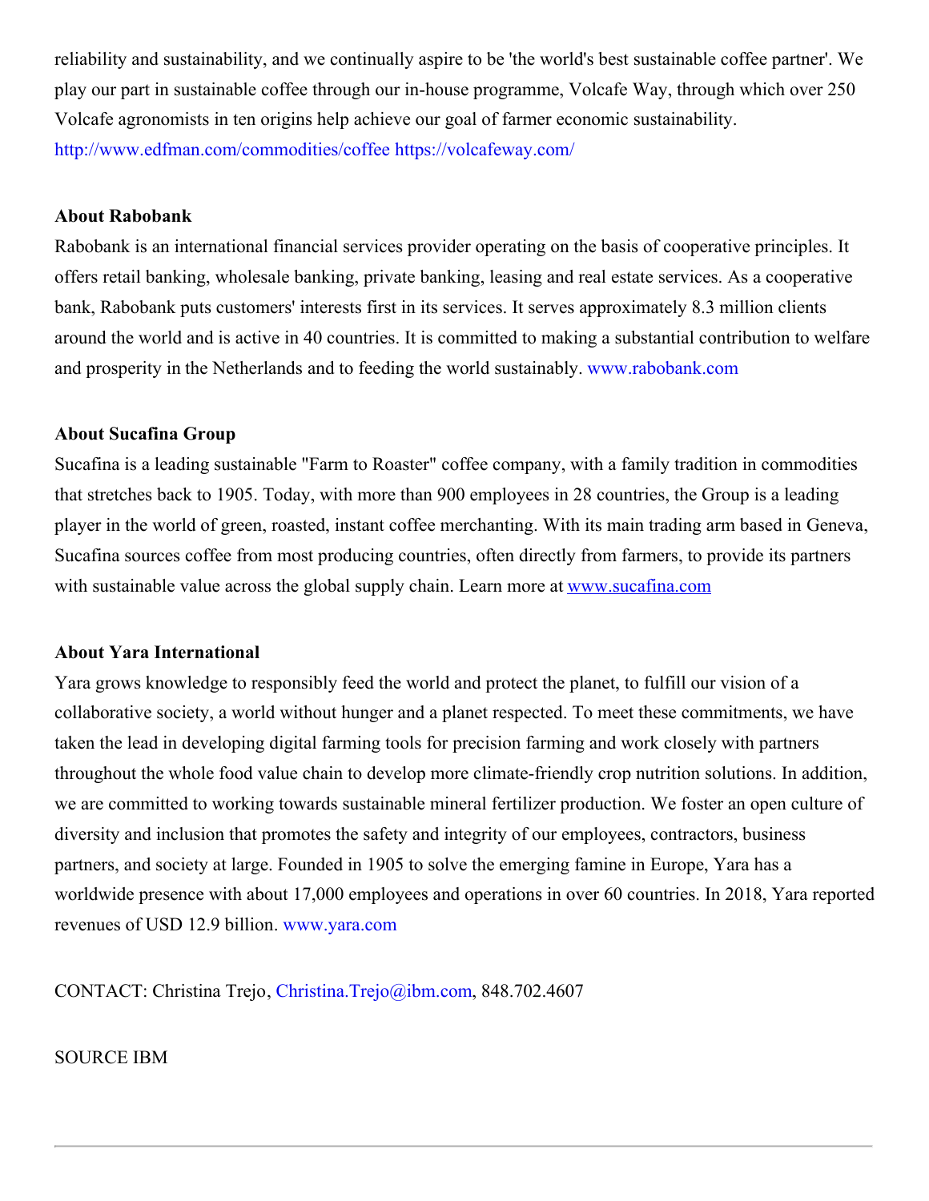reliability and sustainability, and we continually aspire to be 'the world's best sustainable coffee partner'. We play our part in sustainable coffee through our in-house programme, Volcafe Way, through which over 250 Volcafe agronomists in ten origins help achieve our goal of farmer economic sustainability. http://www.edfman.com/commodities/coffee https://volcafeway.com/

**About Rabobank**

Rabobank is an international financial services provider operating on the basis of cooperative principles. It offers retail banking, wholesale banking, private banking, leasing and real estate services. As a cooperative bank, Rabobank puts customers' interests first in its services. It serves approximately 8.3 million clients around the world and is active in 40 countries. It is committed to making a substantial contribution to welfare and prosperity in the Netherlands and to feeding the world sustainably. www.rabobank.com

**About Sucafina Group**

Sucafina is a leading sustainable "Farm to Roaster" coffee company, with a family tradition in commodities that stretches back to 1905. Today, with more than 900 employees in 28 countries, the Group is a leading player in the world of green, roasted, instant coffee merchanting. With its main trading arm based in Geneva, Sucafina sources coffee from most producing countries, often directly from farmers, to provide its partners with sustainable value across the global supply chain. Learn more at www.sucafina.com

**About Yara International**

Yara grows knowledge to responsibly feed the world and protect the planet, to fulfill our vision of a collaborative society, a world without hunger and a planet respected. To meet these commitments, we have taken the lead in developing digital farming tools for precision farming and work closely with partners throughout the whole food value chain to develop more climate-friendly crop nutrition solutions. In addition, we are committed to working towards sustainable mineral fertilizer production. We foster an open culture of diversity and inclusion that promotes the safety and integrity of our employees, contractors, business partners, and society at large. Founded in 1905 to solve the emerging famine in Europe, Yara has a worldwide presence with about 17,000 employees and operations in over 60 countries. In 2018, Yara reported revenues of USD 12.9 billion. www.yara.com

CONTACT: Christina Trejo, Christina.Trejo@ibm.com, 848.702.4607

SOURCE IBM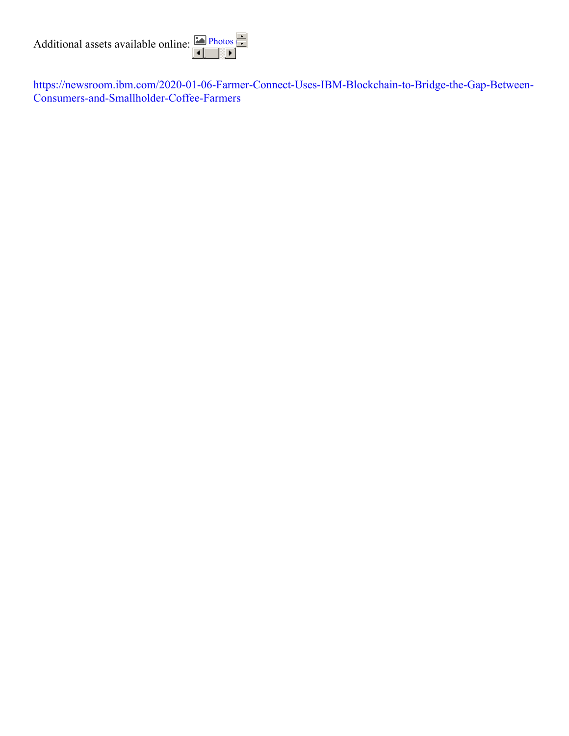Additional assets available online: Photos

https://newsroom.ibm.com/2020-01-06-Farmer-Connect-Uses-IBM-Blockchain-to-Bridge-the-Gap-Between-Consumers-and-Smallholder-Coffee-Farmers